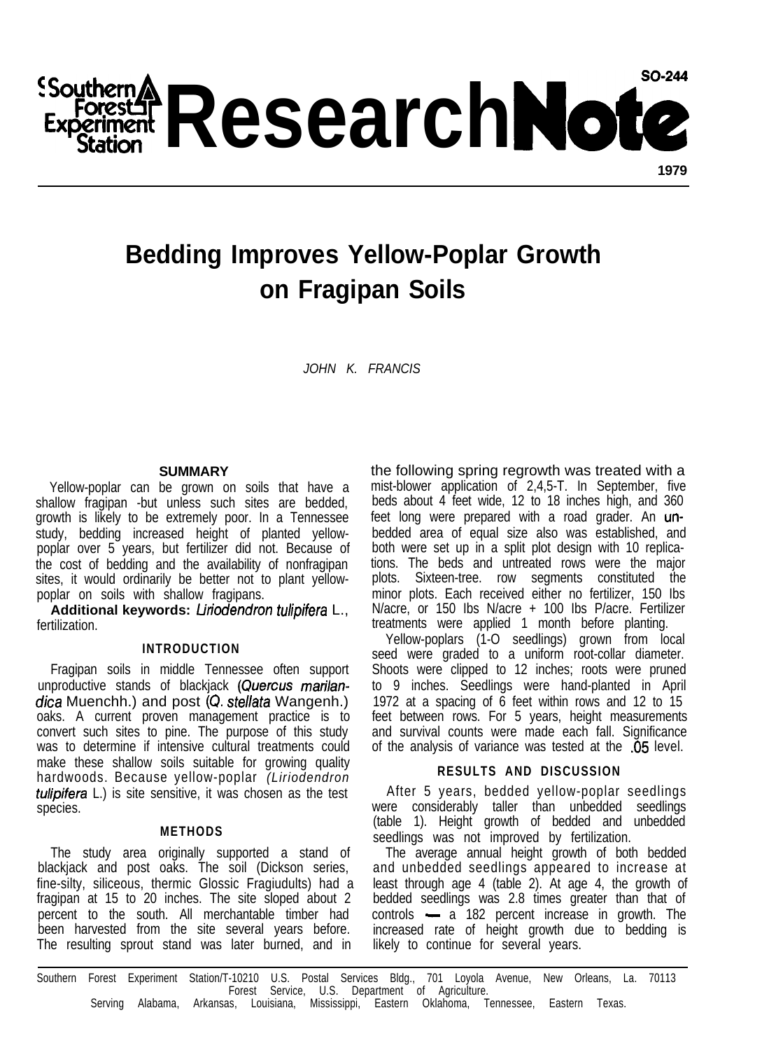Southern Forest Experiment Station

# Research Note

SO-244

1979

# Bedding Improves Yellow-Poplar Growth on Fragipan Soils

*JOHN K. FRANCIS*

## SUMMARY

Yellow-poplar can be grown on soils that have a shallow fragipan -but unless such sites are bedded, growth is likely to be extremely poor. In a Tennessee study, bedding increased height of planted yellow-poplar over 5 years, but fertilizer did not. Because of the cost of bedding and the availability of nonfragipan sites, it would ordinarily be better not to plant yellow-poplar on soils with shallow fragipans.

**Additional keywords:** *Liriodendron tulipifera* L., fertilization.

## INTRODUCTION

Fragipan soils in middle Tennessee often support unproductive stands of blackjack (*Quercus marilandica* Muenchh.) and post (*Q. stellata* Wangenh.) oaks. A current proven management practice is to convert such sites to pine. The purpose of this study was to determine if intensive cultural treatments could make these shallow soils suitable for growing quality hardwoods. Because yellow-poplar *(Liriodendron tulipifera* L.) is site sensitive, it was chosen as the test species.

## METHODS

The study area originally supported a stand of blackjack and post oaks. The soil (Dickson series, fine-silty, siliceous, thermic Glossic Fragiudults) had a fragipan at 15 to 20 inches. The site sloped about 2 percent to the south. All merchantable timber had been harvested from the site several years before. The resulting sprout stand was later burned, and in the following spring regrowth was treated with a mist-blower application of 2,4,5-T. In September, five beds about 4 feet wide, 12 to 18 inches high, and 360 feet long were prepared with a road grader. An unbedded area of equal size also was established, and both were set up in a split plot design with 10 replications. The beds and untreated rows were the major plots. Sixteen-tree. row segments constituted the minor plots. Each received either no fertilizer, 150 lbs N/acre, or 150 lbs N/acre + 100 lbs P/acre. Fertilizer treatments were applied 1 month before planting.

Yellow-poplars (1-0 seedlings) grown from local seed were graded to a uniform root-collar diameter. Shoots were clipped to 12 inches; roots were pruned to 9 inches. Seedlings were hand-planted in April 1972 at a spacing of 6 feet within rows and 12 to 15 feet between rows. For 5 years, height measurements and survival counts were made each fall. Significance of the analysis of variance was tested at the .05 level.

## RESULTS AND DISCUSSION

After 5 years, bedded yellow-poplar seedlings were considerably taller than unbedded seedlings (table 1). Height growth of bedded and unbedded seedlings was not improved by fertilization.

The average annual height growth of both bedded and unbedded seedlings appeared to increase at least through age 4 (table 2). At age 4, the growth of bedded seedlings was 2.8 times greater than that of controls — a 182 percent increase in growth. The increased rate of height growth due to bedding is likely to continue for several years.

Southern Forest Experiment Station/T-10210 U.S. Postal Services Bldg., 701 Loyola Avenue, New Orleans, La. 70113
Forest Service, U.S. Department of Agriculture.
Serving Alabama, Arkansas, Louisiana, Mississippi, Eastern Oklahoma, Tennessee, Eastern Texas.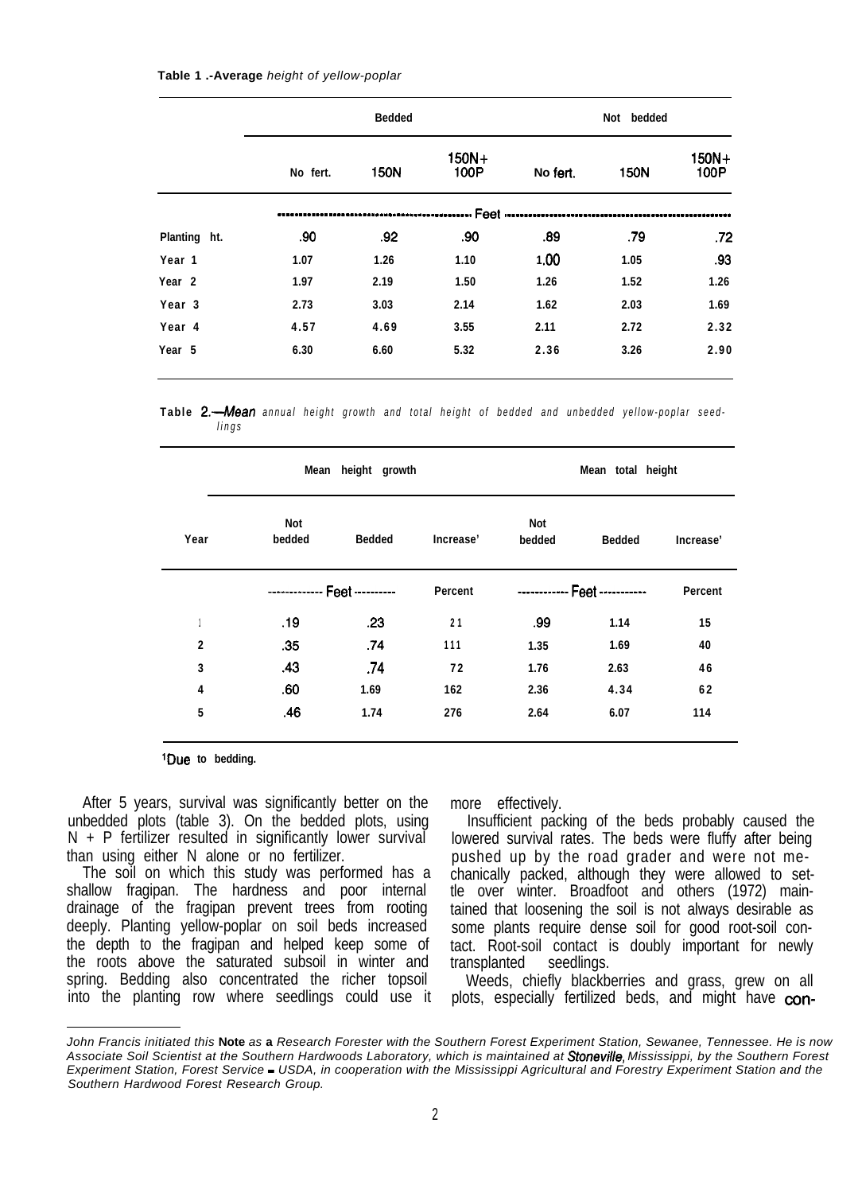**Table 1.-Average** *height of yellow-poplar*

| | Bedded | | | Not bedded | | |
|---|---|---|---|---|---|---|
| | No fert. | 150N | 150N+ 100P | No fert. | 150N | 150N+ 100P |
| | Feet | | | | | |
| Planting ht. | .90 | .92 | .90 | .89 | .79 | .72 |
| Year 1 | 1.07 | 1.26 | 1.10 | 1.00 | 1.05 | .93 |
| Year 2 | 1.97 | 2.19 | 1.50 | 1.26 | 1.52 | 1.26 |
| Year 3 | 2.73 | 3.03 | 2.14 | 1.62 | 2.03 | 1.69 |
| Year 4 | 4.57 | 4.69 | 3.55 | 2.11 | 2.72 | 2.32 |
| Year 5 | 6.30 | 6.60 | 5.32 | 2.36 | 3.26 | 2.90 |

**Table 2.—Mean** *annual height growth and total height of bedded and unbedded yellow-poplar seedlings*

| | Mean height growth | | | Mean total height | | |
|---|---|---|---|---|---|---|
| Year | Not bedded | Bedded | Increase[1] | Not bedded | Bedded | Increase[1] |
| | Feet | | Percent | Feet | | Percent |
| 1 | .19 | .23 | 21 | .99 | 1.14 | 15 |
| 2 | .35 | .74 | 111 | 1.35 | 1.69 | 40 |
| 3 | .43 | .74 | 72 | 1.76 | 2.63 | 46 |
| 4 | .60 | 1.69 | 162 | 2.36 | 4.34 | 62 |
| 5 | .46 | 1.74 | 276 | 2.64 | 6.07 | 114 |

[1]Due to bedding.

After 5 years, survival was significantly better on the unbedded plots (table 3). On the bedded plots, using N + P fertilizer resulted in significantly lower survival than using either N alone or no fertilizer.

The soil on which this study was performed has a shallow fragipan. The hardness and poor internal drainage of the fragipan prevent trees from rooting deeply. Planting yellow-poplar on soil beds increased the depth to the fragipan and helped keep some of the roots above the saturated subsoil in winter and spring. Bedding also concentrated the richer topsoil into the planting row where seedlings could use it more effectively.

Insufficient packing of the beds probably caused the lowered survival rates. The beds were fluffy after being pushed up by the road grader and were not mechanically packed, although they were allowed to settle over winter. Broadfoot and others (1972) maintained that loosening the soil is not always desirable as some plants require dense soil for good root-soil contact. Root-soil contact is doubly important for newly transplanted seedlings.

Weeds, chiefly blackberries and grass, grew on all plots, especially fertilized beds, and might have con-

*John Francis initiated this* **Note** *as* **a** *Research Forester with the Southern Forest Experiment Station, Sewanee, Tennessee. He is now Associate Soil Scientist at the Southern Hardwoods Laboratory, which is maintained at Stoneville, Mississippi, by the Southern Forest Experiment Station, Forest Service - USDA, in cooperation with the Mississippi Agricultural and Forestry Experiment Station and the Southern Hardwood Forest Research Group.*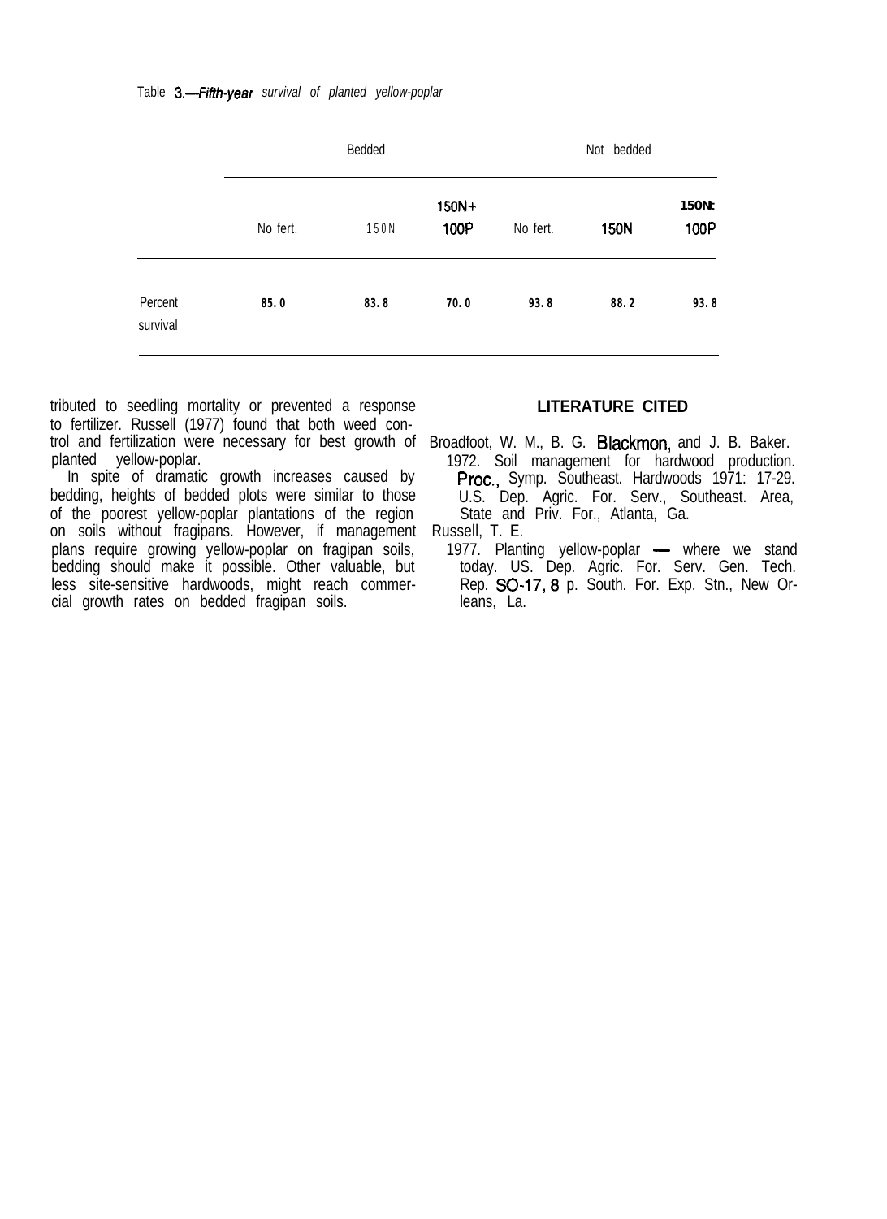Table 3.—*Fifth-year survival of planted yellow-poplar*

| | Bedded | | | Not bedded | | |
|---|---|---|---|---|---|---|
| | No fert. | 150N | 150N+ 100P | No fert. | 150N | 150N+ 100P |
| Percent survival | 85.0 | 83.8 | 70.0 | 93.8 | 88.2 | 93.8 |

tributed to seedling mortality or prevented a response to fertilizer. Russell (1977) found that both weed control and fertilization were necessary for best growth of planted yellow-poplar.

In spite of dramatic growth increases caused by bedding, heights of bedded plots were similar to those of the poorest yellow-poplar plantations of the region on soils without fragipans. However, if management plans require growing yellow-poplar on fragipan soils, bedding should make it possible. Other valuable, but less site-sensitive hardwoods, might reach commercial growth rates on bedded fragipan soils.

## LITERATURE CITED

Broadfoot, W. M., B. G. Blackmon, and J. B. Baker. 1972. Soil management for hardwood production. Proc., Symp. Southeast. Hardwoods 1971: 17-29. U.S. Dep. Agric. For. Serv., Southeast. Area, State and Priv. For., Atlanta, Ga.

Russell, T. E. 1977. Planting yellow-poplar — where we stand today. US. Dep. Agric. For. Serv. Gen. Tech. Rep. SO-17, 8 p. South. For. Exp. Stn., New Orleans, La.